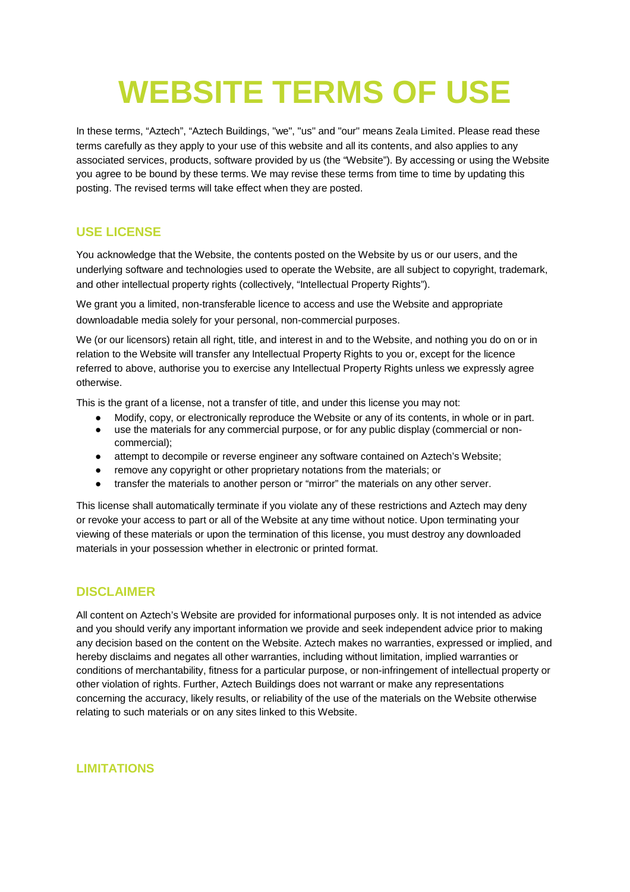# WEBSITE TERMS OF USE

In these terms, “Aztech”, “Aztech Buildings, "we", "us" and "our" means Zeala Limited. Please read these terms carefully as they apply to your use of this website and all its contents, and also applies to any associated services, products, software provided by us (the “Website”). By accessing or using the Website you agree to be bound by these terms. We may revise these terms from time to time by updating this posting. The revised terms will take effect when they are posted.

## USE LICENSE

You acknowledge that the Website, the contents posted on the Website by us or our users, and the underlying software and technologies used to operate the Website, are all subject to copyright, trademark, and other intellectual property rights (collectively, “Intellectual Property Rights”).

We grant you a limited, non-transferable licence to access and use the Website and appropriate downloadable media solely for your personal, non-commercial purposes.

We (or our licensors) retain all right, title, and interest in and to the Website, and nothing you do on or in relation to the Website will transfer any Intellectual Property Rights to you or, except for the licence referred to above, authorise you to exercise any Intellectual Property Rights unless we expressly agree otherwise.

This is the grant of a license, not a transfer of title, and under this license you may not:

- Modify, copy, or electronically reproduce the Website or any of its contents, in whole or in part.
- use the materials for any commercial purpose, or for any public display (commercial or non-commercial);
- attempt to decompile or reverse engineer any software contained on Aztech’s Website;
- remove any copyright or other proprietary notations from the materials; or
- transfer the materials to another person or “mirror” the materials on any other server.

This license shall automatically terminate if you violate any of these restrictions and Aztech may deny or revoke your access to part or all of the Website at any time without notice. Upon terminating your viewing of these materials or upon the termination of this license, you must destroy any downloaded materials in your possession whether in electronic or printed format.

## DISCLAIMER

All content on Aztech’s Website are provided for informational purposes only. It is not intended as advice and you should verify any important information we provide and seek independent advice prior to making any decision based on the content on the Website. Aztech makes no warranties, expressed or implied, and hereby disclaims and negates all other warranties, including without limitation, implied warranties or conditions of merchantability, fitness for a particular purpose, or non-infringement of intellectual property or other violation of rights. Further, Aztech Buildings does not warrant or make any representations concerning the accuracy, likely results, or reliability of the use of the materials on the Website otherwise relating to such materials or on any sites linked to this Website.

## LIMITATIONS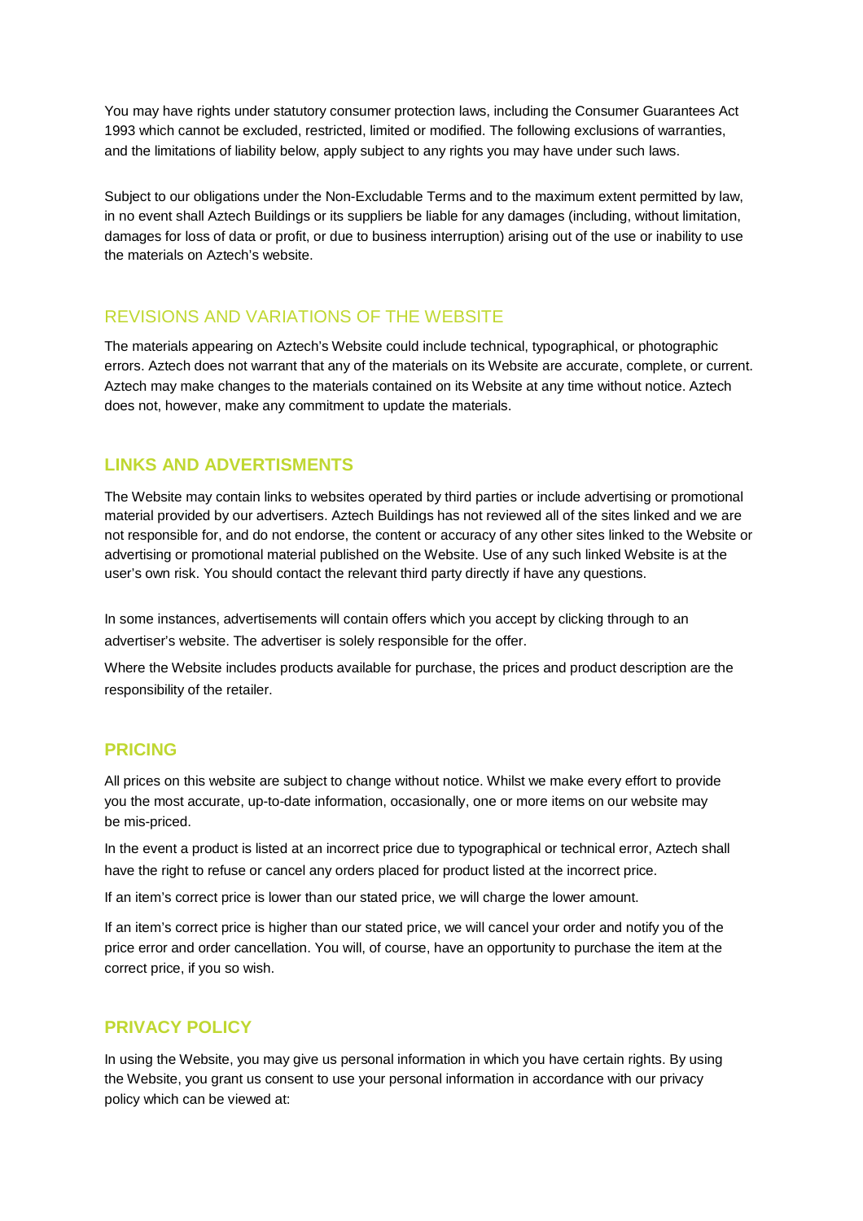You may have rights under statutory consumer protection laws, including the Consumer Guarantees Act 1993 which cannot be excluded, restricted, limited or modified. The following exclusions of warranties, and the limitations of liability below, apply subject to any rights you may have under such laws.

Subject to our obligations under the Non-Excludable Terms and to the maximum extent permitted by law, in no event shall Aztech Buildings or its suppliers be liable for any damages (including, without limitation, damages for loss of data or profit, or due to business interruption) arising out of the use or inability to use the materials on Aztech's website.

## REVISIONS AND VARIATIONS OF THE WEBSITE

The materials appearing on Aztech's Website could include technical, typographical, or photographic errors. Aztech does not warrant that any of the materials on its Website are accurate, complete, or current. Aztech may make changes to the materials contained on its Website at any time without notice. Aztech does not, however, make any commitment to update the materials.

## LINKS AND ADVERTISMENTS

The Website may contain links to websites operated by third parties or include advertising or promotional material provided by our advertisers. Aztech Buildings has not reviewed all of the sites linked and we are not responsible for, and do not endorse, the content or accuracy of any other sites linked to the Website or advertising or promotional material published on the Website. Use of any such linked Website is at the user's own risk. You should contact the relevant third party directly if have any questions.

In some instances, advertisements will contain offers which you accept by clicking through to an advertiser's website. The advertiser is solely responsible for the offer.

Where the Website includes products available for purchase, the prices and product description are the responsibility of the retailer.

## PRICING

All prices on this website are subject to change without notice. Whilst we make every effort to provide you the most accurate, up-to-date information, occasionally, one or more items on our website may be mis-priced.

In the event a product is listed at an incorrect price due to typographical or technical error, Aztech shall have the right to refuse or cancel any orders placed for product listed at the incorrect price.

If an item's correct price is lower than our stated price, we will charge the lower amount.

If an item's correct price is higher than our stated price, we will cancel your order and notify you of the price error and order cancellation. You will, of course, have an opportunity to purchase the item at the correct price, if you so wish.

## PRIVACY POLICY

In using the Website, you may give us personal information in which you have certain rights. By using the Website, you grant us consent to use your personal information in accordance with our privacy policy which can be viewed at: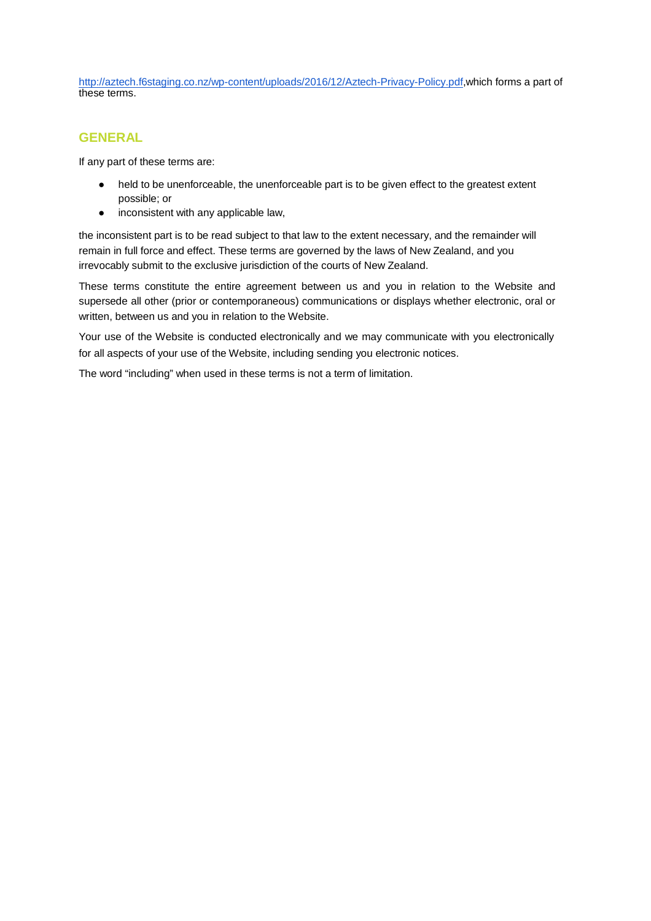http://aztech.f6staging.co.nz/wp-content/uploads/2016/12/Aztech-Privacy-Policy.pdf,which forms a part of these terms.

## GENERAL

If any part of these terms are:

- held to be unenforceable, the unenforceable part is to be given effect to the greatest extent possible; or
- inconsistent with any applicable law,

the inconsistent part is to be read subject to that law to the extent necessary, and the remainder will remain in full force and effect. These terms are governed by the laws of New Zealand, and you irrevocably submit to the exclusive jurisdiction of the courts of New Zealand.

These terms constitute the entire agreement between us and you in relation to the Website and supersede all other (prior or contemporaneous) communications or displays whether electronic, oral or written, between us and you in relation to the Website.

Your use of the Website is conducted electronically and we may communicate with you electronically for all aspects of your use of the Website, including sending you electronic notices.

The word “including” when used in these terms is not a term of limitation.